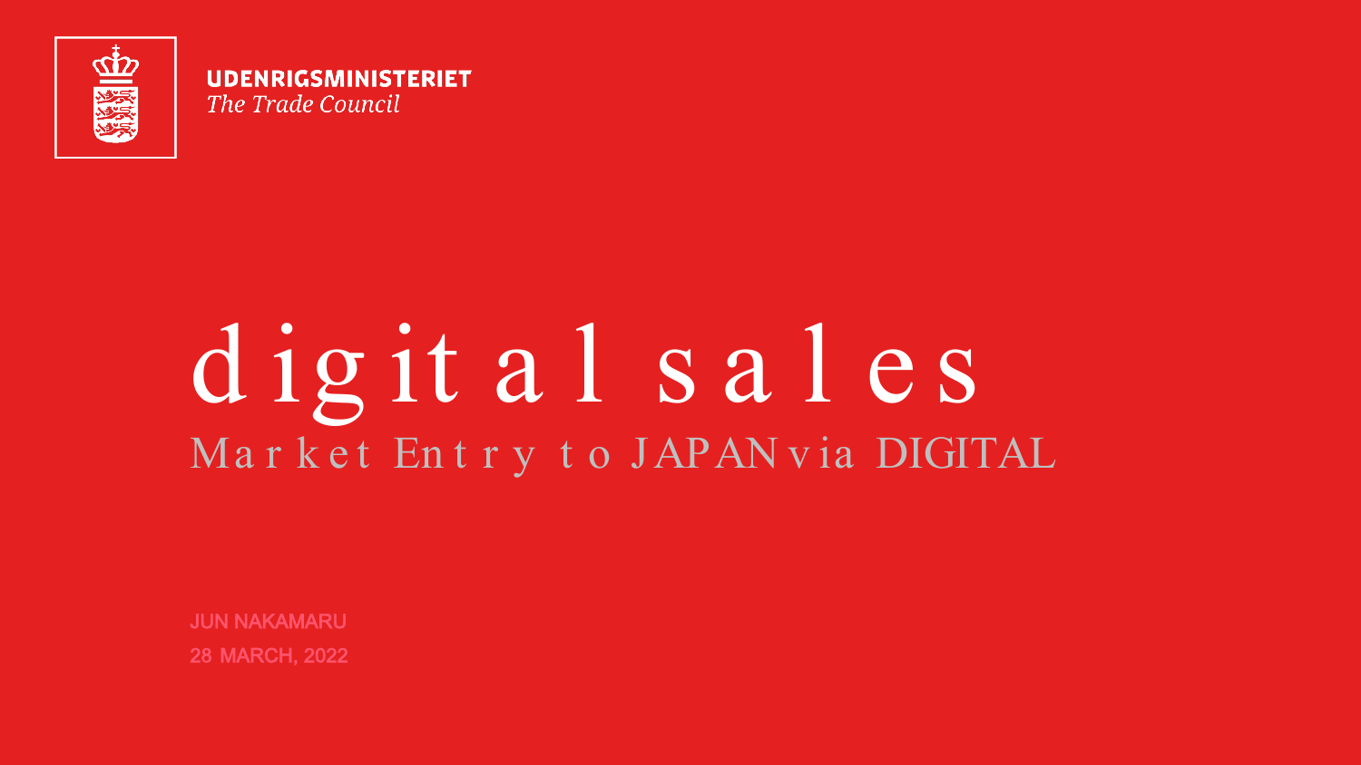**UDENRIGSMINISTERIET**
*The Trade Council*

# digital sales

## Market Entry to JAPAN via DIGITAL

JUN NAKAMARU

28 MARCH, 2022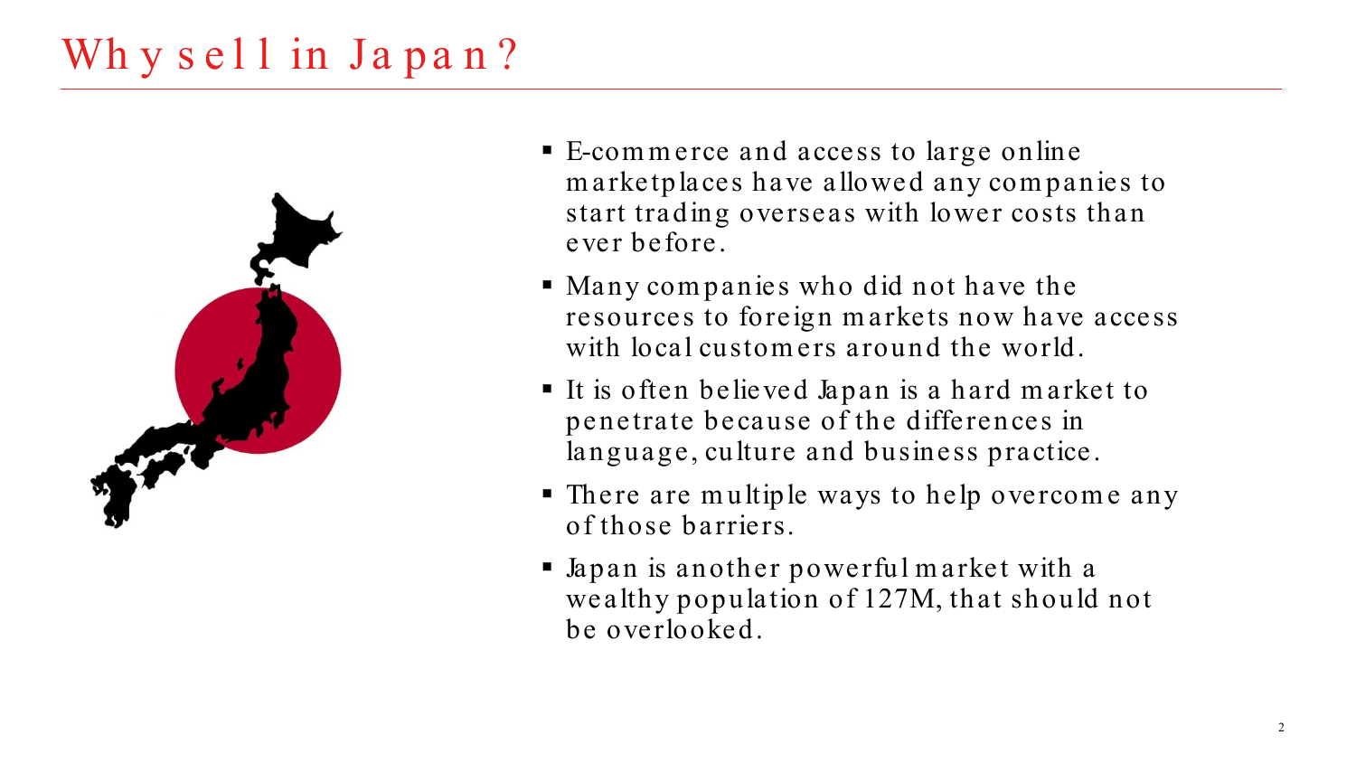# Why sell in Japan?

- E-commerce and access to large online marketplaces have allowed any companies to start trading overseas with lower costs than ever before.
- Many companies who did not have the resources to foreign markets now have access with local customers around the world.
- It is often believed Japan is a hard market to penetrate because of the differences in language, culture and business practice.
- There are multiple ways to help overcome any of those barriers.
- Japan is another powerful market with a wealthy population of 127M, that should not be overlooked.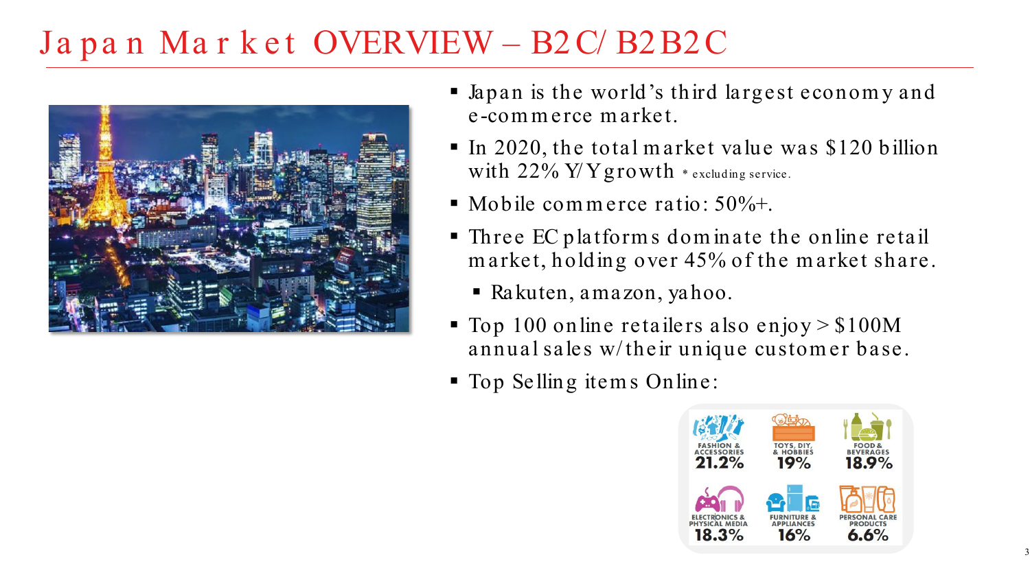# Japan Market OVERVIEW – B2C/ B2B2C

- Japan is the world's third largest economy and e-commerce market.
- In 2020, the total market value was $120 billion with 22% Y/Y growth * excluding service.
- Mobile commerce ratio: 50%+.
- Three EC platforms dominate the online retail market, holding over 45% of the market share.
  - Rakuten, amazon, yahoo.
- Top 100 online retailers also enjoy > $100M annual sales w/their unique customer base.
- Top Selling items Online:

| FASHION & ACCESSORIES | TOYS, DIY, & HOBBIES | FOOD & BEVERAGES |
| --- | --- | --- |
| 21.2% | 19% | 18.9% |
| **ELECTRONICS & PHYSICAL MEDIA** | **FURNITURE & APPLIANCES** | **PERSONAL CARE PRODUCTS** |
| 18.3% | 16% | 6.6% |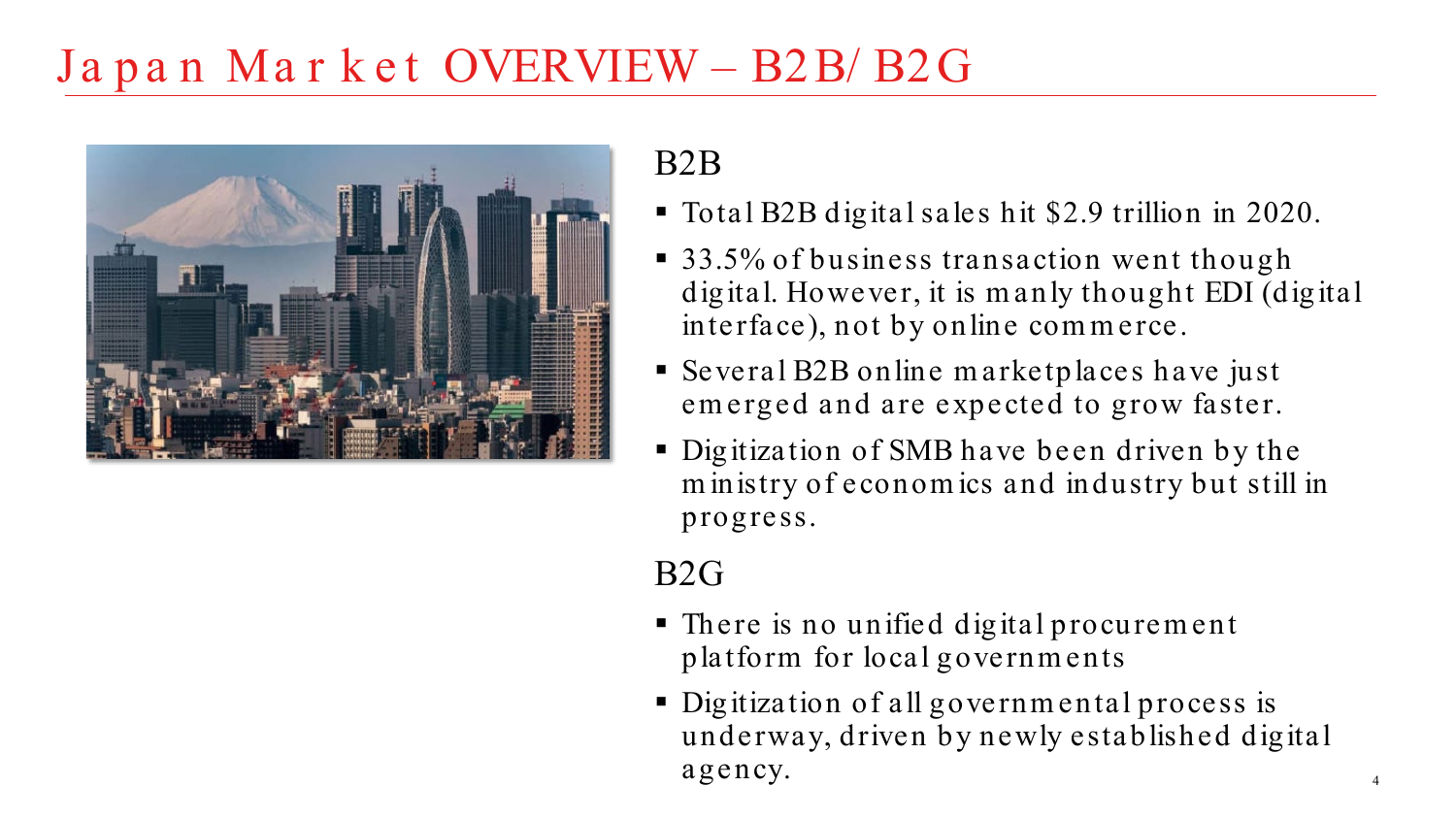# Japan Market OVERVIEW – B2B/ B2G

## B2B

- Total B2B digital sales hit $2.9 trillion in 2020.
- 33.5% of business transaction went though digital. However, it is manly thought EDI (digital interface), not by online commerce.
- Several B2B online marketplaces have just emerged and are expected to grow faster.
- Digitization of SMB have been driven by the ministry of economics and industry but still in progress.

## B2G

- There is no unified digital procurement platform for local governments
- Digitization of all governmental process is underway, driven by newly established digital agency.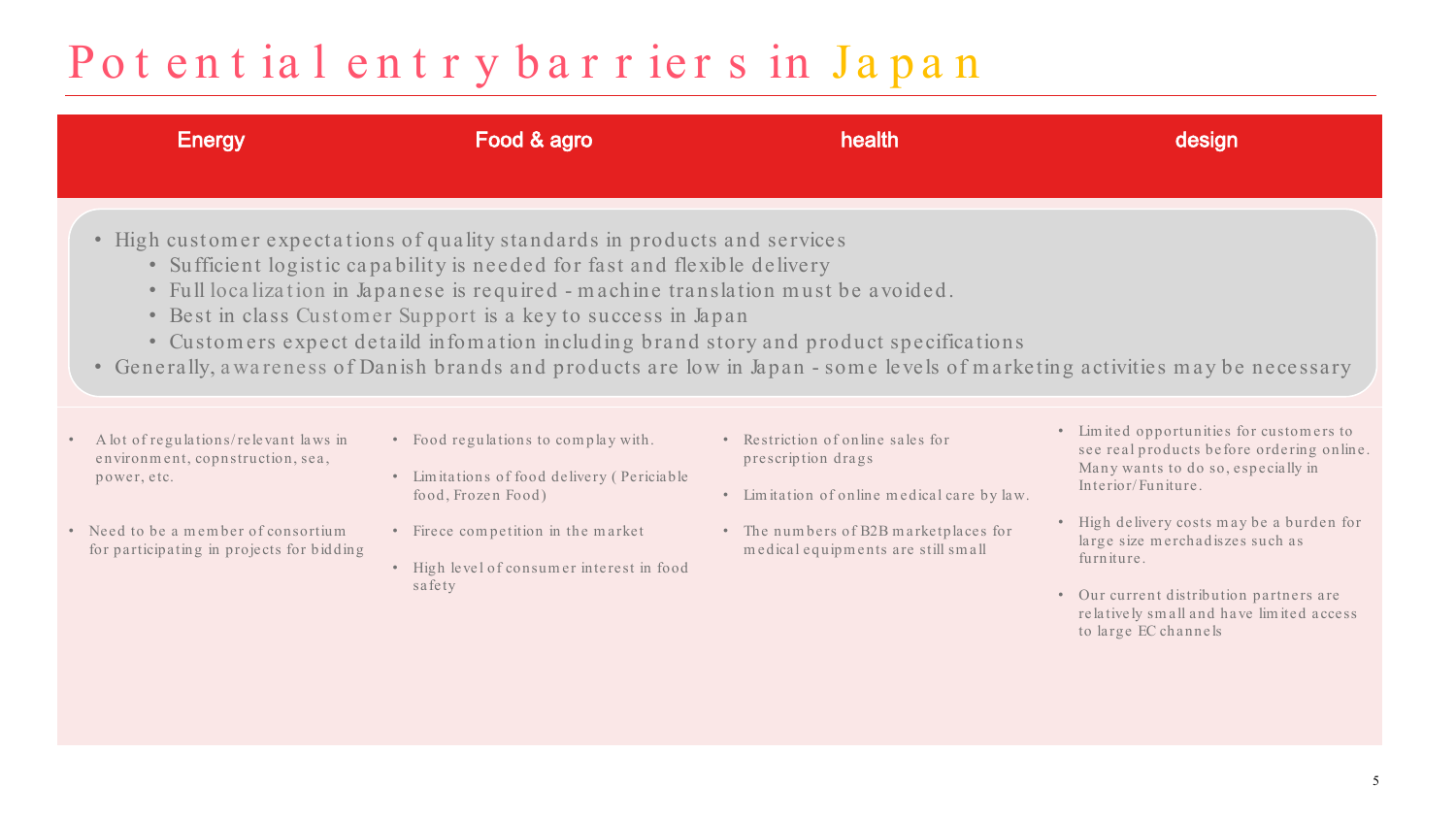# Potential entry barriers in Japan

| Energy | Food & agro | health | design |
| --- | --- | --- | --- |

- High customer expectations of quality standards in products and services
  - Sufficient logistic capability is needed for fast and flexible delivery
  - Full localization in Japanese is required - machine translation must be avoided.
  - Best in class Customer Support is a key to success in Japan
  - Customers expect detaild infomation including brand story and product specifications
- Generally, awareness of Danish brands and products are low in Japan - some levels of marketing activities may be necessary

| Energy | Food & agro | health | design |
| --- | --- | --- | --- |
| • A lot of regulations/relevant laws in environment, copnstruction, sea, power, etc.<br>• Need to be a member of consortium for participating in projects for bidding | • Food regulations to complay with.<br>• Limitations of food delivery ( Periciable food, Frozen Food)<br>• Firece competition in the market<br>• High level of consumer interest in food safety | • Restriction of online sales for prescription drags<br>• Limitation of online medical care by law.<br>• The numbers of B2B marketplaces for medical equipments are still small | • Limited opportunities for customers to see real products before ordering online. Many wants to do so, especially in Interior/Funiture.<br>• High delivery costs may be a burden for large size merchadiszes such as furniture.<br>• Our current distribution partners are relatively small and have limited access to large EC channels |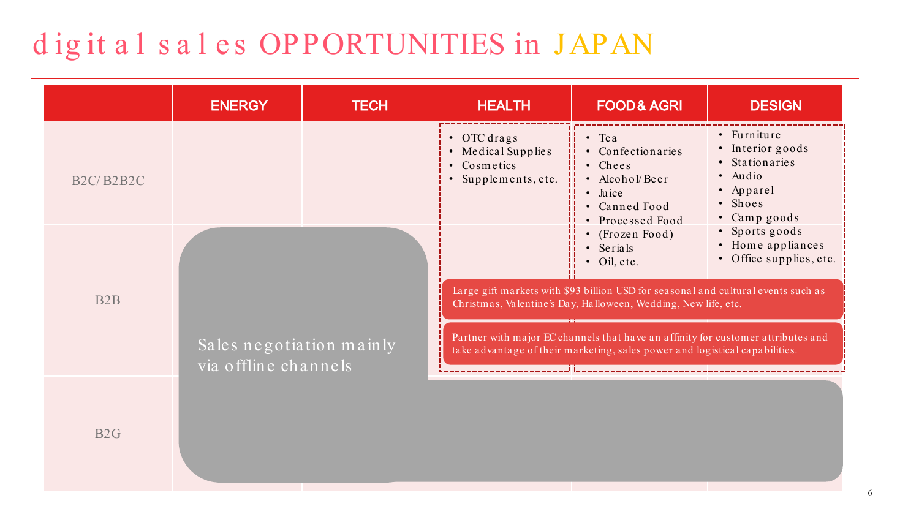# digital sales OPPORTUNITIES in JAPAN

| | ENERGY | TECH | HEALTH | FOOD& AGRI | DESIGN |
|---|---|---|---|---|---|
| B2C/B2B2C | | | • OTC drags<br>• Medical Supplies<br>• Cosmetics<br>• Supplements, etc. | • Tea<br>• Confectionaries<br>• Chees<br>• Alcohol/Beer<br>• Juice<br>• Canned Food<br>• Processed Food<br>• (Frozen Food)<br>• Serials<br>• Oil, etc. | • Furniture<br>• Interior goods<br>• Stationaries<br>• Audio<br>• Apparel<br>• Shoes<br>• Camp goods<br>• Sports goods<br>• Home appliances<br>• Office supplies, etc. |
| B2B | Sales negotiation mainly via offline channels | | | | |
| B2G | | | | | |

Large gift markets with $93 billion USD for seasonal and cultural events such as Christmas, Valentine's Day, Halloween, Wedding, New life, etc.

Partner with major EC channels that have an affinity for customer attributes and take advantage of their marketing, sales power and logistical capabilities.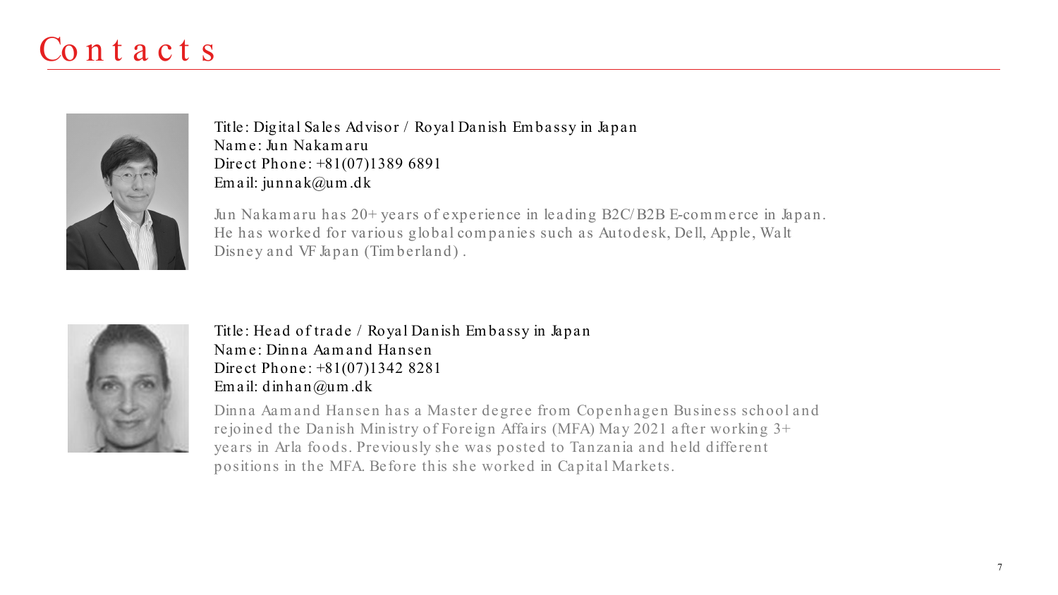# Contacts

Title: Digital Sales Advisor / Royal Danish Embassy in Japan
Name: Jun Nakamaru
Direct Phone: +81(07)1389 6891
Email: junnak@um.dk

Jun Nakamaru has 20+ years of experience in leading B2C/B2B E-commerce in Japan. He has worked for various global companies such as Autodesk, Dell, Apple, Walt Disney and VF Japan (Timberland) .

Title: Head of trade / Royal Danish Embassy in Japan
Name: Dinna Aamand Hansen
Direct Phone: +81(07)1342 8281
Email: dinhan@um.dk

Dinna Aamand Hansen has a Master degree from Copenhagen Business school and rejoined the Danish Ministry of Foreign Affairs (MFA) May 2021 after working 3+ years in Arla foods. Previously she was posted to Tanzania and held different positions in the MFA. Before this she worked in Capital Markets.